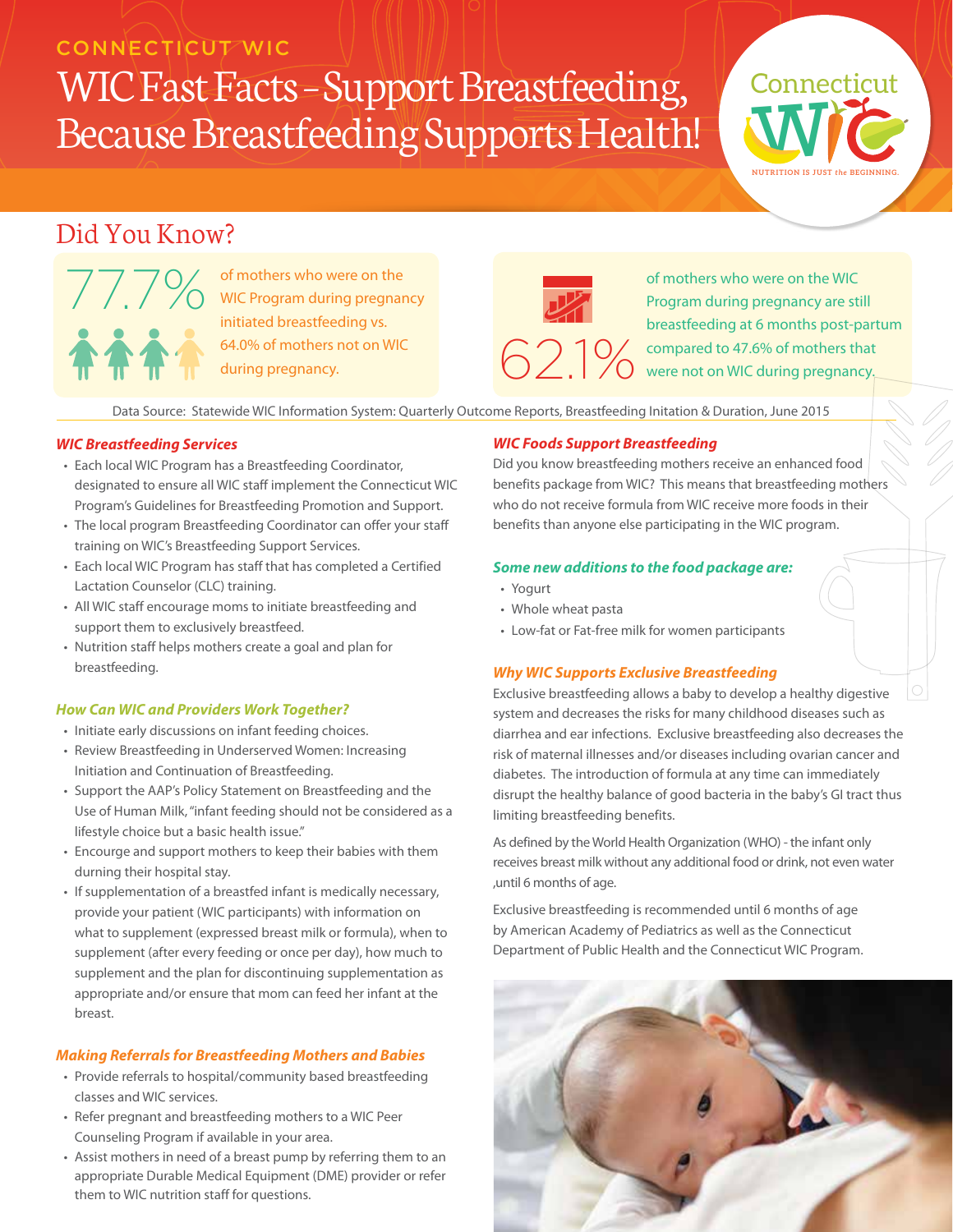CONNECTICUT WIC

# WIC Fast Facts – Support Breastfeeding, Because Breastfeeding Supports Health!

Connecticut WIC
NUTRITION IS JUST *the* BEGINNING.

## Did You Know?

77.7% of mothers who were on the WIC Program during pregnancy initiated breastfeeding vs. 64.0% of mothers not on WIC during pregnancy.

62.1% of mothers who were on the WIC Program during pregnancy are still breastfeeding at 6 months post-partum compared to 47.6% of mothers that were not on WIC during pregnancy.

Data Source: Statewide WIC Information System: Quarterly Outcome Reports, Breastfeeding Initation & Duration, June 2015

### *WIC Breastfeeding Services*

- Each local WIC Program has a Breastfeeding Coordinator, designated to ensure all WIC staff implement the Connecticut WIC Program's Guidelines for Breastfeeding Promotion and Support.
- The local program Breastfeeding Coordinator can offer your staff training on WIC's Breastfeeding Support Services.
- Each local WIC Program has staff that has completed a Certified Lactation Counselor (CLC) training.
- All WIC staff encourage moms to initiate breastfeeding and support them to exclusively breastfeed.
- Nutrition staff helps mothers create a goal and plan for breastfeeding.

### *How Can WIC and Providers Work Together?*

- Initiate early discussions on infant feeding choices.
- Review Breastfeeding in Underserved Women: Increasing Initiation and Continuation of Breastfeeding.
- Support the AAP's Policy Statement on Breastfeeding and the Use of Human Milk, "infant feeding should not be considered as a lifestyle choice but a basic health issue."
- Encourge and support mothers to keep their babies with them durning their hospital stay.
- If supplementation of a breastfed infant is medically necessary, provide your patient (WIC participants) with information on what to supplement (expressed breast milk or formula), when to supplement (after every feeding or once per day), how much to supplement and the plan for discontinuing supplementation as appropriate and/or ensure that mom can feed her infant at the breast.

### *Making Referrals for Breastfeeding Mothers and Babies*

- Provide referrals to hospital/community based breastfeeding classes and WIC services.
- Refer pregnant and breastfeeding mothers to a WIC Peer Counseling Program if available in your area.
- Assist mothers in need of a breast pump by referring them to an appropriate Durable Medical Equipment (DME) provider or refer them to WIC nutrition staff for questions.

### *WIC Foods Support Breastfeeding*

Did you know breastfeeding mothers receive an enhanced food benefits package from WIC? This means that breastfeeding mothers who do not receive formula from WIC receive more foods in their benefits than anyone else participating in the WIC program.

### *Some new additions to the food package are:*

- Yogurt
- Whole wheat pasta
- Low-fat or Fat-free milk for women participants

### *Why WIC Supports Exclusive Breastfeeding*

Exclusive breastfeeding allows a baby to develop a healthy digestive system and decreases the risks for many childhood diseases such as diarrhea and ear infections. Exclusive breastfeeding also decreases the risk of maternal illnesses and/or diseases including ovarian cancer and diabetes. The introduction of formula at any time can immediately disrupt the healthy balance of good bacteria in the baby's GI tract thus limiting breastfeeding benefits.

As defined by the World Health Organization (WHO) - the infant only receives breast milk without any additional food or drink, not even water ,until 6 months of age.

Exclusive breastfeeding is recommended until 6 months of age by American Academy of Pediatrics as well as the Connecticut Department of Public Health and the Connecticut WIC Program.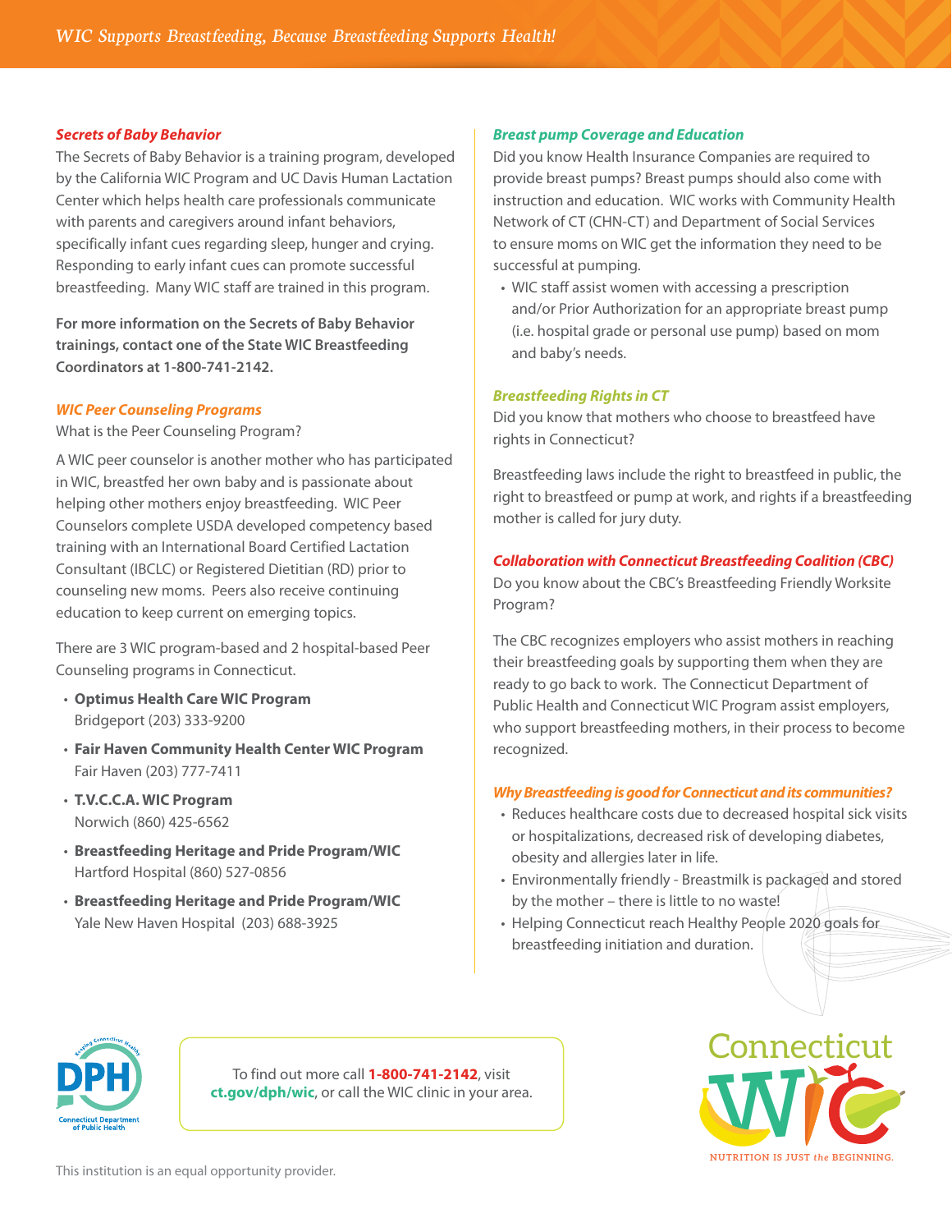## Secrets of Baby Behavior

The Secrets of Baby Behavior is a training program, developed by the California WIC Program and UC Davis Human Lactation Center which helps health care professionals communicate with parents and caregivers around infant behaviors, specifically infant cues regarding sleep, hunger and crying. Responding to early infant cues can promote successful breastfeeding. Many WIC staff are trained in this program.

**For more information on the Secrets of Baby Behavior trainings, contact one of the State WIC Breastfeeding Coordinators at 1-800-741-2142.**

## WIC Peer Counseling Programs

What is the Peer Counseling Program?

A WIC peer counselor is another mother who has participated in WIC, breastfed her own baby and is passionate about helping other mothers enjoy breastfeeding. WIC Peer Counselors complete USDA developed competency based training with an International Board Certified Lactation Consultant (IBCLC) or Registered Dietitian (RD) prior to counseling new moms. Peers also receive continuing education to keep current on emerging topics.

There are 3 WIC program-based and 2 hospital-based Peer Counseling programs in Connecticut.

- **Optimus Health Care WIC Program**
  Bridgeport (203) 333-9200
- **Fair Haven Community Health Center WIC Program**
  Fair Haven (203) 777-7411
- **T.V.C.C.A. WIC Program**
  Norwich (860) 425-6562
- **Breastfeeding Heritage and Pride Program/WIC**
  Hartford Hospital (860) 527-0856
- **Breastfeeding Heritage and Pride Program/WIC**
  Yale New Haven Hospital (203) 688-3925

## Breast pump Coverage and Education

Did you know Health Insurance Companies are required to provide breast pumps? Breast pumps should also come with instruction and education. WIC works with Community Health Network of CT (CHN-CT) and Department of Social Services to ensure moms on WIC get the information they need to be successful at pumping.

- WIC staff assist women with accessing a prescription and/or Prior Authorization for an appropriate breast pump (i.e. hospital grade or personal use pump) based on mom and baby's needs.

## Breastfeeding Rights in CT

Did you know that mothers who choose to breastfeed have rights in Connecticut?

Breastfeeding laws include the right to breastfeed in public, the right to breastfeed or pump at work, and rights if a breastfeeding mother is called for jury duty.

## Collaboration with Connecticut Breastfeeding Coalition (CBC)

Do you know about the CBC's Breastfeeding Friendly Worksite Program?

The CBC recognizes employers who assist mothers in reaching their breastfeeding goals by supporting them when they are ready to go back to work. The Connecticut Department of Public Health and Connecticut WIC Program assist employers, who support breastfeeding mothers, in their process to become recognized.

## Why Breastfeeding is good for Connecticut and its communities?

- Reduces healthcare costs due to decreased hospital sick visits or hospitalizations, decreased risk of developing diabetes, obesity and allergies later in life.
- Environmentally friendly - Breastmilk is packaged and stored by the mother – there is little to no waste!
- Helping Connecticut reach Healthy People 2020 goals for breastfeeding initiation and duration.

To find out more call **1-800-741-2142**, visit **ct.gov/dph/wic**, or call the WIC clinic in your area.

Connecticut WIC
NUTRITION IS JUST *the* BEGINNING.

This institution is an equal opportunity provider.